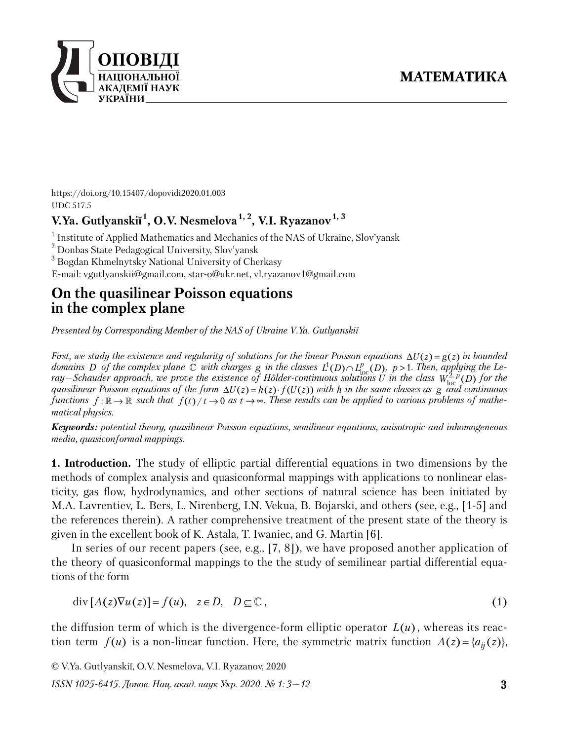https://doi.org/10.15407/dopovidi2020.01.003
UDC 517.5

**V.Ya. Gutlyanskiĭ [1], O.V. Nesmelova [1,2], V.I. Ryazanov [1,3]**

[1] Institute of Applied Mathematics and Mechanics of the NAS of Ukraine, Slov'yansk
[2] Donbas State Pedagogical University, Slov'yansk
[3] Bogdan Khmelnytsky National University of Cherkasy
E-mail: vgutlyanskii@gmail.com, star-o@ukr.net, vl.ryazanov1@gmail.com

# On the quasilinear Poisson equations in the complex plane

*Presented by Corresponding Member of the NAS of Ukraine V.Ya. Gutlyanskiĭ*

*First, we study the existence and regularity of solutions for the linear Poisson equations $\Delta U(z) = g(z)$ in bounded domains $D$ of the complex plane $\mathbb{C}$ with charges $g$ in the classes $L^1(D) \cap L^p_{\mathrm{loc}}(D)$, $p > 1$. Then, applying the Leray—Schauder approach, we prove the existence of Hölder-continuous solutions $U$ in the class $W^{2,p}_{\mathrm{loc}}(D)$ for the quasilinear Poisson equations of the form $\Delta U(z) = h(z) \cdot f(U(z))$ with $h$ in the same classes as $g$ and continuous functions $f : \mathbb{R} \to \mathbb{R}$ such that $f(t)/t \to 0$ as $t \to \infty$. These results can be applied to various problems of mathematical physics.*

***Keywords:*** *potential theory, quasilinear Poisson equations, semilinear equations, anisotropic and inhomogeneous media, quasiconformal mappings.*

**1. Introduction.** The study of elliptic partial differential equations in two dimensions by the methods of complex analysis and quasiconformal mappings with applications to nonlinear elasticity, gas flow, hydrodynamics, and other sections of natural science has been initiated by M.A. Lavrentiev, L. Bers, L. Nirenberg, I.N. Vekua, B. Bojarski, and others (see, e.g., [1-5] and the references therein). A rather comprehensive treatment of the present state of the theory is given in the excellent book of K. Astala, T. Iwaniec, and G. Martin [6].

In series of our recent papers (see, e.g., [7, 8]), we have proposed another application of the theory of quasiconformal mappings to the the study of semilinear partial differential equations of the form

$$\operatorname{div}[A(z)\nabla u(z)] = f(u), \quad z \in D, \quad D \subseteq \mathbb{C}, \tag{1}$$

the diffusion term of which is the divergence-form elliptic operator $L(u)$, whereas its reaction term $f(u)$ is a non-linear function. Here, the symmetric matrix function $A(z) = \{a_{ij}(z)\}$,

© V.Ya. Gutlyanskiĭ, O.V. Nesmelova, V.I. Ryazanov, 2020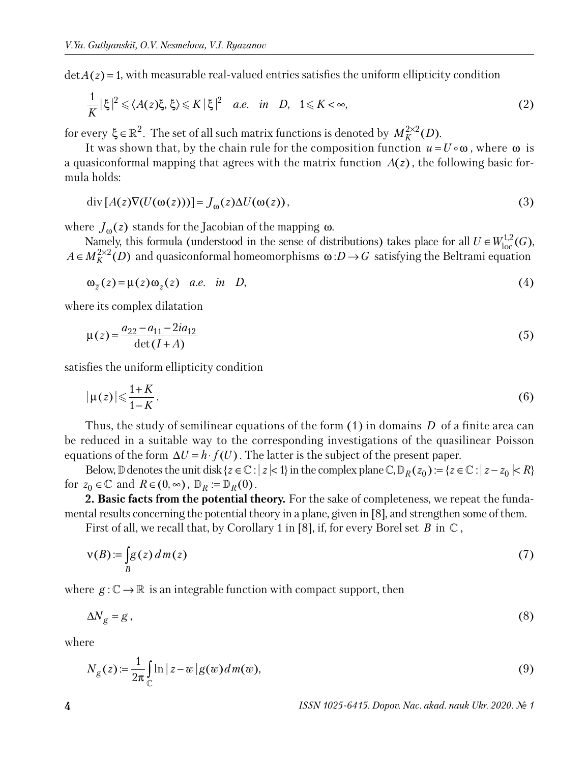$\det A(z) = 1$, with measurable real-valued entries satisfies the uniform ellipticity condition

$$\frac{1}{K}|\xi|^2 \leqslant \langle A(z)\xi, \xi\rangle \leqslant K|\xi|^2 \quad a.e. \quad in \quad D, \quad 1 \leqslant K < \infty, \tag{2}$$

for every $\xi \in \mathbb{R}^2$. The set of all such matrix functions is denoted by $M_K^{2\times 2}(D)$.

It was shown that, by the chain rule for the composition function $u = U \circ \omega$, where $\omega$ is a quasiconformal mapping that agrees with the matrix function $A(z)$, the following basic formula holds:

$$\operatorname{div}[A(z)\nabla(U(\omega(z)))] = J_\omega(z)\Delta U(\omega(z)), \tag{3}$$

where $J_\omega(z)$ stands for the Jacobian of the mapping $\omega$.

Namely, this formula (understood in the sense of distributions) takes place for all $U \in W^{1,2}_{\text{loc}}(G)$, $A \in M_K^{2\times 2}(D)$ and quasiconformal homeomorphisms $\omega : D \to G$ satisfying the Beltrami equation

$$\omega_{\overline{z}}(z) = \mu(z)\omega_z(z) \quad a.e. \quad in \quad D, \tag{4}$$

where its complex dilatation

$$\mu(z) = \frac{a_{22} - a_{11} - 2ia_{12}}{\det(I + A)} \tag{5}$$

satisfies the uniform ellipticity condition

$$|\mu(z)| \leqslant \frac{1+K}{1-K}. \tag{6}$$

Thus, the study of semilinear equations of the form (1) in domains $D$ of a finite area can be reduced in a suitable way to the corresponding investigations of the quasilinear Poisson equations of the form $\Delta U = h \cdot f(U)$. The latter is the subject of the present paper.

Below, $\mathbb{D}$ denotes the unit disk $\{z \in \mathbb{C} : |z| < 1\}$ in the complex plane $\mathbb{C}$, $\mathbb{D}_R(z_0) := \{z \in \mathbb{C} : |z - z_0| < R\}$ for $z_0 \in \mathbb{C}$ and $R \in (0, \infty)$, $\mathbb{D}_R := \mathbb{D}_R(0)$.

**2. Basic facts from the potential theory.** For the sake of completeness, we repeat the fundamental results concerning the potential theory in a plane, given in [8], and strengthen some of them.

First of all, we recall that, by Corollary 1 in [8], if, for every Borel set $B$ in $\mathbb{C}$,

$$\nu(B) := \int_B g(z)\, dm(z) \tag{7}$$

where $g : \mathbb{C} \to \mathbb{R}$ is an integrable function with compact support, then

$$\Delta N_g = g, \tag{8}$$

where

$$N_g(z) := \frac{1}{2\pi}\int_{\mathbb{C}} \ln|z - w|\, g(w)\, dm(w), \tag{9}$$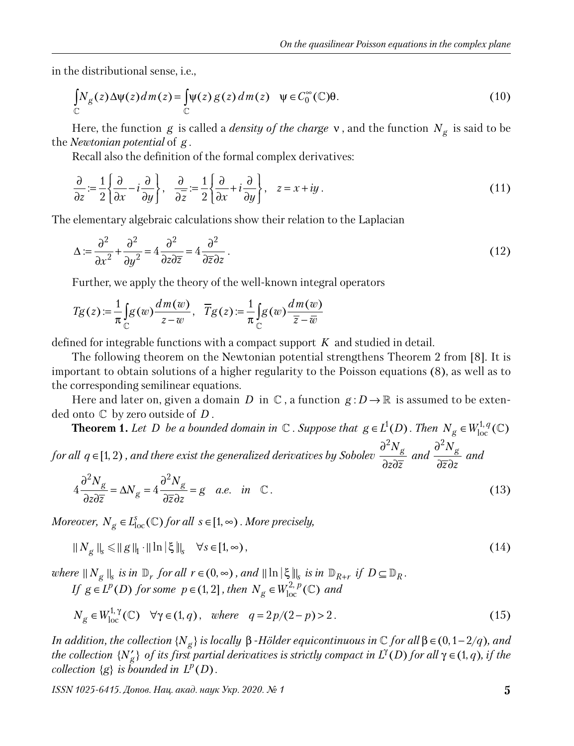in the distributional sense, i.e.,

$$\int_{\mathbb{C}} N_g(z)\Delta\psi(z)\,dm(z) = \int_{\mathbb{C}} \psi(z)\,g(z)\,dm(z) \quad \psi \in C_0^\infty(\mathbb{C})\theta. \tag{10}$$

Here, the function $g$ is called a *density of the charge* $\nu$, and the function $N_g$ is said to be the *Newtonian potential* of $g$.

Recall also the definition of the formal complex derivatives:

$$\frac{\partial}{\partial z} := \frac{1}{2}\left\{\frac{\partial}{\partial x} - i\frac{\partial}{\partial y}\right\}, \quad \frac{\partial}{\partial \overline{z}} := \frac{1}{2}\left\{\frac{\partial}{\partial x} + i\frac{\partial}{\partial y}\right\}, \quad z = x + iy\,. \tag{11}$$

The elementary algebraic calculations show their relation to the Laplacian

$$\Delta := \frac{\partial^2}{\partial x^2} + \frac{\partial^2}{\partial y^2} = 4\frac{\partial^2}{\partial z \partial \overline{z}} = 4\frac{\partial^2}{\partial \overline{z}\partial z}\,. \tag{12}$$

Further, we apply the theory of the well-known integral operators

$$Tg(z) := \frac{1}{\pi}\int_{\mathbb{C}} g(w)\frac{dm(w)}{z - w}, \quad \overline{T}g(z) := \frac{1}{\pi}\int_{\mathbb{C}} g(w)\frac{dm(w)}{\overline{z} - \overline{w}}$$

defined for integrable functions with a compact support $K$ and studied in detail.

The following theorem on the Newtonian potential strengthens Theorem 2 from [8]. It is important to obtain solutions of a higher regularity to the Poisson equations (8), as well as to the corresponding semilinear equations.

Here and later on, given a domain $D$ in $\mathbb{C}$, a function $g : D \to \mathbb{R}$ is assumed to be extended onto $\mathbb{C}$ by zero outside of $D$.

**Theorem 1.** *Let $D$ be a bounded domain in $\mathbb{C}$. Suppose that $g \in L^1(D)$. Then $N_g \in W^{1,q}_{\mathrm{loc}}(\mathbb{C})$ for all $q \in [1, 2)$, and there exist the generalized derivatives by Sobolev $\frac{\partial^2 N_g}{\partial z \partial \overline{z}}$ and $\frac{\partial^2 N_g}{\partial \overline{z} \partial z}$ and*

$$4\frac{\partial^2 N_g}{\partial z \partial \overline{z}} = \Delta N_g = 4\frac{\partial^2 N_g}{\partial \overline{z}\partial z} = g \quad a.e. \quad in \quad \mathbb{C}\,. \tag{13}$$

*Moreover, $N_g \in L^s_{\mathrm{loc}}(\mathbb{C})$ for all $s \in [1, \infty)$. More precisely,*

$$\| N_g \|_s \leqslant \| g \|_1 \cdot \| \ln|\xi| \|_s \quad \forall s \in [1, \infty)\,, \tag{14}$$

*where $\| N_g \|_s$ is in $\mathbb{D}_r$ for all $r \in (0, \infty)$, and $\| \ln|\xi| \|_s$ is in $\mathbb{D}_{R+r}$ if $D \subseteq \mathbb{D}_R$.*

*If $g \in L^p(D)$ for some $p \in (1, 2]$, then $N_g \in W^{2,p}_{\mathrm{loc}}(\mathbb{C})$ and*

$$N_g \in W^{1,\gamma}_{\mathrm{loc}}(\mathbb{C}) \quad \forall \gamma \in (1, q), \quad where \quad q = 2p/(2 - p) > 2\,. \tag{15}$$

*In addition, the collection $\{N_g\}$ is locally $\beta$-Hölder equicontinuous in $\mathbb{C}$ for all $\beta \in (0, 1 - 2/q)$, and the collection $\{N'_g\}$ of its first partial derivatives is strictly compact in $L^\gamma(D)$ for all $\gamma \in (1, q)$, if the collection $\{g\}$ is bounded in $L^p(D)$.*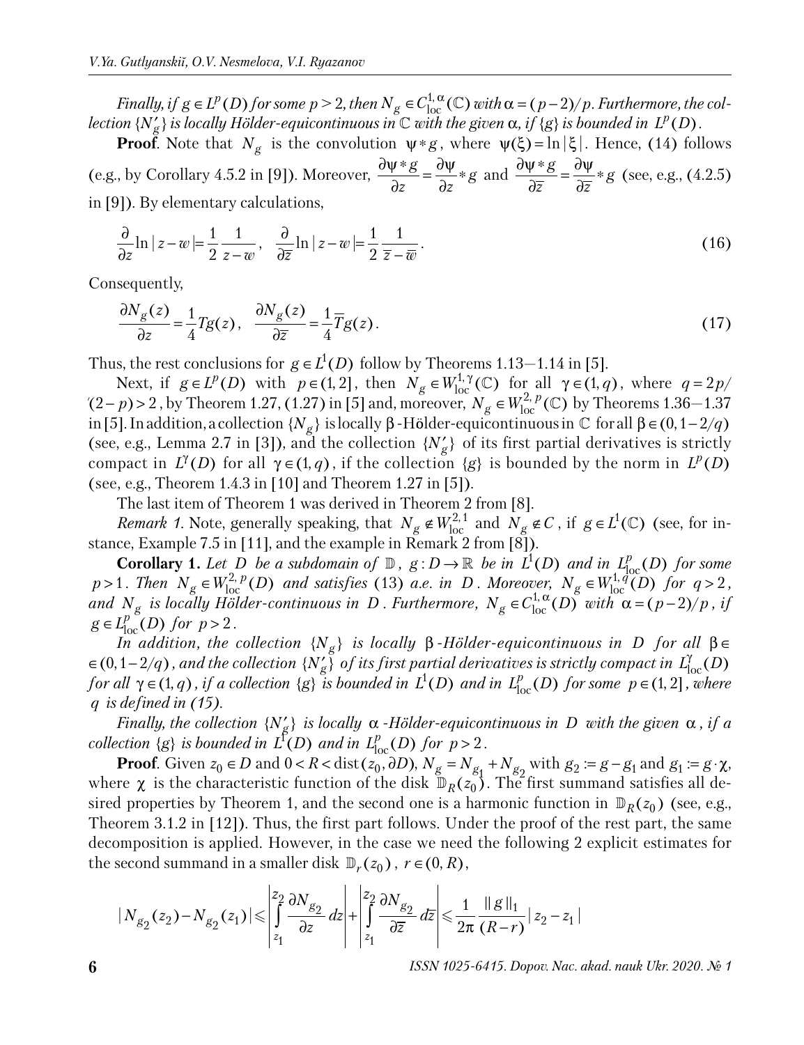*Finally, if $g \in L^p(D)$ for some $p > 2$, then $N_g \in C^{1,\alpha}_{\text{loc}}(\mathbb{C})$ with $\alpha = (p-2)/p$. Furthermore, the collection $\{N'_g\}$ is locally Hölder-equicontinuous in $\mathbb{C}$ with the given $\alpha$, if $\{g\}$ is bounded in $L^p(D)$.*

**Proof**. Note that $N_g$ is the convolution $\psi * g$, where $\psi(\xi) = \ln|\xi|$. Hence, (14) follows (e.g., by Corollary 4.5.2 in [9]). Moreover, $\dfrac{\partial \psi * g}{\partial z} = \dfrac{\partial \psi}{\partial z} * g$ and $\dfrac{\partial \psi * g}{\partial \overline{z}} = \dfrac{\partial \psi}{\partial \overline{z}} * g$ (see, e.g., (4.2.5) in [9]). By elementary calculations,

$$\frac{\partial}{\partial z} \ln|z-w| = \frac{1}{2}\frac{1}{z-w}, \quad \frac{\partial}{\partial \overline{z}} \ln|z-w| = \frac{1}{2}\frac{1}{\overline{z}-\overline{w}}. \tag{16}$$

Consequently,

$$\frac{\partial N_g(z)}{\partial z} = \frac{1}{4} Tg(z), \quad \frac{\partial N_g(z)}{\partial \overline{z}} = \frac{1}{4} \overline{T} g(z). \tag{17}$$

Thus, the rest conclusions for $g \in L^1(D)$ follow by Theorems 1.13—1.14 in [5].

Next, if $g \in L^p(D)$ with $p \in (1,2]$, then $N_g \in W^{1,\gamma}_{\text{loc}}(\mathbb{C})$ for all $\gamma \in (1,q)$, where $q = 2p/(2-p) > 2$, by Theorem 1.27, (1.27) in [5] and, moreover, $N_g \in W^{2,p}_{\text{loc}}(\mathbb{C})$ by Theorems 1.36—1.37 in [5]. In addition, a collection $\{N_g\}$ is locally $\beta$-Hölder-equicontinuous in $\mathbb{C}$ for all $\beta \in (0, 1-2/q)$ (see, e.g., Lemma 2.7 in [3]), and the collection $\{N'_g\}$ of its first partial derivatives is strictly compact in $L^\gamma(D)$ for all $\gamma \in (1,q)$, if the collection $\{g\}$ is bounded by the norm in $L^p(D)$ (see, e.g., Theorem 1.4.3 in [10] and Theorem 1.27 in [5]).

The last item of Theorem 1 was derived in Theorem 2 from [8].

*Remark 1.* Note, generally speaking, that $N_g \notin W^{2,1}_{\text{loc}}$ and $N_g \notin C$, if $g \in L^1(\mathbb{C})$ (see, for instance, Example 7.5 in [11], and the example in Remark 2 from [8]).

**Corollary 1.** *Let $D$ be a subdomain of $\mathbb{D}$, $g : D \to \mathbb{R}$ be in $L^1(D)$ and in $L^p_{\text{loc}}(D)$ for some $p > 1$. Then $N_g \in W^{2,p}_{\text{loc}}(D)$ and satisfies (13) a.e. in $D$. Moreover, $N_g \in W^{1,q}_{\text{loc}}(D)$ for $q > 2$, and $N_g$ is locally Hölder-continuous in $D$. Furthermore, $N_g \in C^{1,\alpha}_{\text{loc}}(D)$ with $\alpha = (p-2)/p$, if $g \in L^p_{\text{loc}}(D)$ for $p > 2$.*

*In addition, the collection $\{N_g\}$ is locally $\beta$-Hölder-equicontinuous in $D$ for all $\beta \in (0, 1-2/q)$, and the collection $\{N'_g\}$ of its first partial derivatives is strictly compact in $L^\gamma_{\text{loc}}(D)$ for all $\gamma \in (1,q)$, if a collection $\{g\}$ is bounded in $L^1(D)$ and in $L^p_{\text{loc}}(D)$ for some $p \in (1,2]$, where $q$ is defined in (15).*

*Finally, the collection $\{N'_g\}$ is locally $\alpha$-Hölder-equicontinuous in $D$ with the given $\alpha$, if a collection $\{g\}$ is bounded in $L^1(D)$ and in $L^p_{\text{loc}}(D)$ for $p > 2$.*

**Proof**. Given $z_0 \in D$ and $0 < R < \operatorname{dist}(z_0, \partial D)$, $N_g = N_{g_1} + N_{g_2}$ with $g_2 := g - g_1$ and $g_1 := g \cdot \chi$, where $\chi$ is the characteristic function of the disk $\mathbb{D}_R(z_0)$. The first summand satisfies all desired properties by Theorem 1, and the second one is a harmonic function in $\mathbb{D}_R(z_0)$ (see, e.g., Theorem 3.1.2 in [12]). Thus, the first part follows. Under the proof of the rest part, the same decomposition is applied. However, in the case we need the following 2 explicit estimates for the second summand in a smaller disk $\mathbb{D}_r(z_0)$, $r \in (0,R)$,

$$|N_{g_2}(z_2) - N_{g_2}(z_1)| \leqslant \left| \int_{z_1}^{z_2} \frac{\partial N_{g_2}}{\partial z}\, dz \right| + \left| \int_{z_1}^{z_2} \frac{\partial N_{g_2}}{\partial \overline{z}}\, d\overline{z} \right| \leqslant \frac{1}{2\pi} \frac{\|g\|_1}{(R-r)} |z_2 - z_1|$$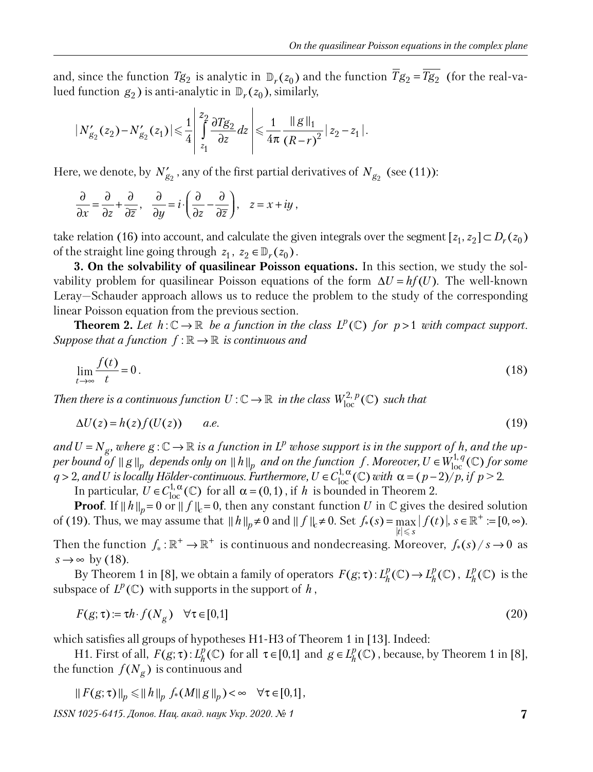and, since the function $Tg_2$ is analytic in $\mathbb{D}_r(z_0)$ and the function $\overline{T}g_2 = \overline{Tg_2}$ (for the real-valued function $g_2$) is anti-analytic in $\mathbb{D}_r(z_0)$, similarly,

$$|N'_{g_2}(z_2) - N'_{g_2}(z_1)| \leqslant \frac{1}{4}\left| \int\limits_{z_1}^{z_2} \frac{\partial Tg_2}{\partial z} dz \right| \leqslant \frac{1}{4\pi} \frac{\| g \|_1}{(R-r)^2} |z_2 - z_1|.$$

Here, we denote, by $N'_{g_2}$, any of the first partial derivatives of $N_{g_2}$ (see (11)):

$$\frac{\partial}{\partial x} = \frac{\partial}{\partial z} + \frac{\partial}{\partial \overline{z}}, \quad \frac{\partial}{\partial y} = i \cdot \left( \frac{\partial}{\partial z} - \frac{\partial}{\partial \overline{z}} \right), \quad z = x + iy,$$

take relation (16) into account, and calculate the given integrals over the segment $[z_1, z_2] \subset D_r(z_0)$ of the straight line going through $z_1,\ z_2 \in \mathbb{D}_r(z_0)$.

**3. On the solvability of quasilinear Poisson equations.** In this section, we study the solvability problem for quasilinear Poisson equations of the form $\Delta U = hf(U)$. The well-known Leray—Schauder approach allows us to reduce the problem to the study of the corresponding linear Poisson equation from the previous section.

**Theorem 2.** *Let $h : \mathbb{C} \to \mathbb{R}$ be a function in the class $L^p(\mathbb{C})$ for $p > 1$ with compact support. Suppose that a function $f : \mathbb{R} \to \mathbb{R}$ is continuous and*

$$\lim_{t \to \infty} \frac{f(t)}{t} = 0. \tag{18}$$

*Then there is a continuous function $U : \mathbb{C} \to \mathbb{R}$ in the class $W^{2,p}_{\rm loc}(\mathbb{C})$ such that*

$$\Delta U(z) = h(z) f(U(z)) \qquad a.e. \tag{19}$$

*and $U = N_g$, where $g : \mathbb{C} \to \mathbb{R}$ is a function in $L^p$ whose support is in the support of $h$, and the upper bound of $\| g \|_p$ depends only on $\| h \|_p$ and on the function $f$. Moreover, $U \in W^{1,q}_{\rm loc}(\mathbb{C})$ for some $q > 2$, and $U$ is locally Hölder-continuous. Furthermore, $U \in C^{1,\alpha}_{\rm loc}(\mathbb{C})$ with $\alpha = (p-2)/p$, if $p > 2$.*

In particular, $U \in C^{1,\alpha}_{\rm loc}(\mathbb{C})$ for all $\alpha = (0,1)$, if $h$ is bounded in Theorem 2.

**Proof**. If $\| h \|_p = 0$ or $\| f \|_c = 0$, then any constant function $U$ in $\mathbb{C}$ gives the desired solution of (19). Thus, we may assume that $\| h \|_p \neq 0$ and $\| f \|_c \neq 0$. Set $f_*(s) = \max\limits_{|t| \leqslant s} |f(t)|,\ s \in \mathbb{R}^+ := [0, \infty)$. Then the function $f_* : \mathbb{R}^+ \to \mathbb{R}^+$ is continuous and nondecreasing. Moreover, $f_*(s)/s \to 0$ as $s \to \infty$ by (18).

By Theorem 1 in [8], we obtain a family of operators $F(g; \tau) : L^p_h(\mathbb{C}) \to L^p_h(\mathbb{C})$, $L^p_h(\mathbb{C})$ is the subspace of $L^p(\mathbb{C})$ with supports in the support of $h$,

$$F(g; \tau) := \tau h \cdot f(N_g) \quad \forall \tau \in [0,1] \tag{20}$$

which satisfies all groups of hypotheses H1-H3 of Theorem 1 in [13]. Indeed:

H1. First of all, $F(g; \tau) : L^p_h(\mathbb{C})$ for all $\tau \in [0,1]$ and $g \in L^p_h(\mathbb{C})$, because, by Theorem 1 in [8], the function $f(N_g)$ is continuous and

$$\| F(g; \tau) \|_p \leqslant \| h \|_p \ f_*(M \| g \|_p) < \infty \quad \forall \tau \in [0,1],$$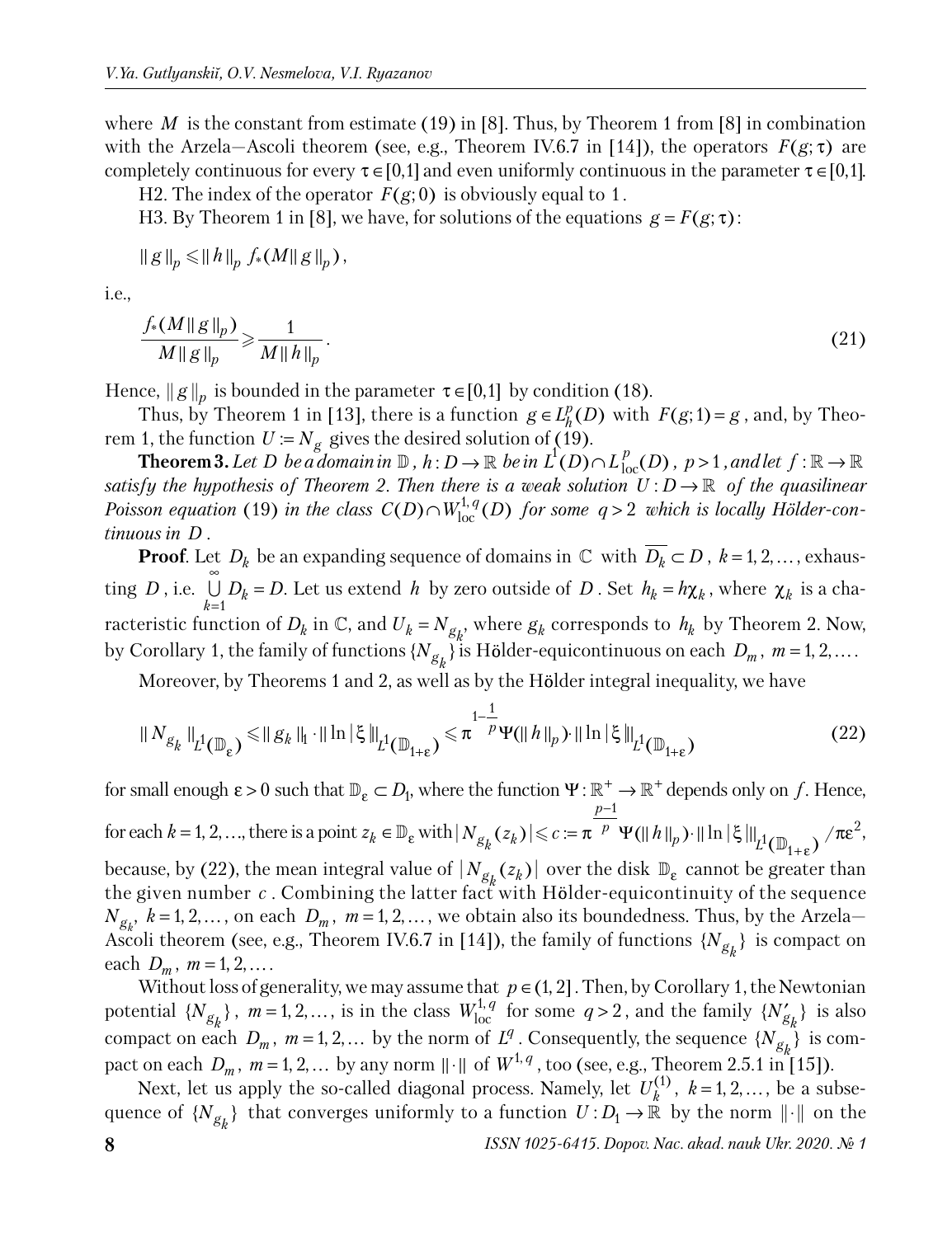where $M$ is the constant from estimate (19) in [8]. Thus, by Theorem 1 from [8] in combination with the Arzela—Ascoli theorem (see, e.g., Theorem IV.6.7 in [14]), the operators $F(g;\tau)$ are completely continuous for every $\tau \in [0,1]$ and even uniformly continuous in the parameter $\tau \in [0,1]$.

H2. The index of the operator $F(g;0)$ is obviously equal to 1.

H3. By Theorem 1 in [8], we have, for solutions of the equations $g = F(g;\tau)$:

$$\|g\|_p \leqslant \|h\|_p \, f_*(M\|g\|_p),$$

i.e.,

$$\frac{f_*(M\|g\|_p)}{M\|g\|_p} \geqslant \frac{1}{M\|h\|_p}. \tag{21}$$

Hence, $\|g\|_p$ is bounded in the parameter $\tau \in [0,1]$ by condition (18).

Thus, by Theorem 1 in [13], there is a function $g \in L_h^p(D)$ with $F(g;1) = g$, and, by Theorem 1, the function $U := N_g$ gives the desired solution of (19).

**Theorem 3.** *Let $D$ be a domain in $\mathbb{D}$, $h : D \to \mathbb{R}$ be in $L^1(D) \cap L^p_{\text{loc}}(D)$, $p > 1$, and let $f : \mathbb{R} \to \mathbb{R}$ satisfy the hypothesis of Theorem 2. Then there is a weak solution $U : D \to \mathbb{R}$ of the quasilinear Poisson equation* (19) *in the class $C(D) \cap W^{1,q}_{\text{loc}}(D)$ for some $q > 2$ which is locally Hölder-continuous in $D$.*

**Proof**. Let $D_k$ be an expanding sequence of domains in $\mathbb{C}$ with $\overline{D_k} \subset D$, $k = 1, 2, \ldots$, exhausting $D$, i.e. $\bigcup_{k=1}^{\infty} D_k = D$. Let us extend $h$ by zero outside of $D$. Set $h_k = h\chi_k$, where $\chi_k$ is a characteristic function of $D_k$ in $\mathbb{C}$, and $U_k = N_{g_k}$, where $g_k$ corresponds to $h_k$ by Theorem 2. Now, by Corollary 1, the family of functions $\{N_{g_k}\}$ is Hölder-equicontinuous on each $D_m$, $m = 1, 2, \ldots$.

Moreover, by Theorems 1 and 2, as well as by the Hölder integral inequality, we have

$$\|N_{g_k}\|_{L^1(\mathbb{D}_\varepsilon)} \leqslant \|g_k\|_1 \cdot \|\ln|\xi|\|_{L^1(\mathbb{D}_{1+\varepsilon})} \leqslant \pi^{1-\frac{1}{p}} \Psi(\|h\|_p) \cdot \|\ln|\xi|\|_{L^1(\mathbb{D}_{1+\varepsilon})} \tag{22}$$

for small enough $\varepsilon > 0$ such that $\mathbb{D}_\varepsilon \subset D_1$, where the function $\Psi : \mathbb{R}^+ \to \mathbb{R}^+$ depends only on $f$. Hence, for each $k = 1, 2, \ldots$, there is a point $z_k \in \mathbb{D}_\varepsilon$ with $|N_{g_k}(z_k)| \leqslant c := \pi^{\frac{p-1}{p}} \Psi(\|h\|_p) \cdot \|\ln|\xi|\|_{L^1(\mathbb{D}_{1+\varepsilon})} / \pi\varepsilon^2$, because, by (22), the mean integral value of $|N_{g_k}(z_k)|$ over the disk $\mathbb{D}_\varepsilon$ cannot be greater than the given number $c$. Combining the latter fact with Hölder-equicontinuity of the sequence $N_{g_k}$, $k = 1, 2, \ldots$, on each $D_m$, $m = 1, 2, \ldots$, we obtain also its boundedness. Thus, by the Arzela—Ascoli theorem (see, e.g., Theorem IV.6.7 in [14]), the family of functions $\{N_{g_k}\}$ is compact on each $D_m$, $m = 1, 2, \ldots$.

Without loss of generality, we may assume that $p \in (1, 2]$. Then, by Corollary 1, the Newtonian potential $\{N_{g_k}\}$, $m = 1, 2, \ldots$, is in the class $W^{1,q}_{\text{loc}}$ for some $q > 2$, and the family $\{N'_{g_k}\}$ is also compact on each $D_m$, $m = 1, 2, \ldots$ by the norm of $L^q$. Consequently, the sequence $\{N_{g_k}\}$ is compact on each $D_m$, $m = 1, 2, \ldots$ by any norm $\|\cdot\|$ of $W^{1,q}$, too (see, e.g., Theorem 2.5.1 in [15]).

Next, let us apply the so-called diagonal process. Namely, let $U_k^{(1)}$, $k = 1, 2, \ldots$, be a subsequence of $\{N_{g_k}\}$ that converges uniformly to a function $U : D_1 \to \mathbb{R}$ by the norm $\|\cdot\|$ on the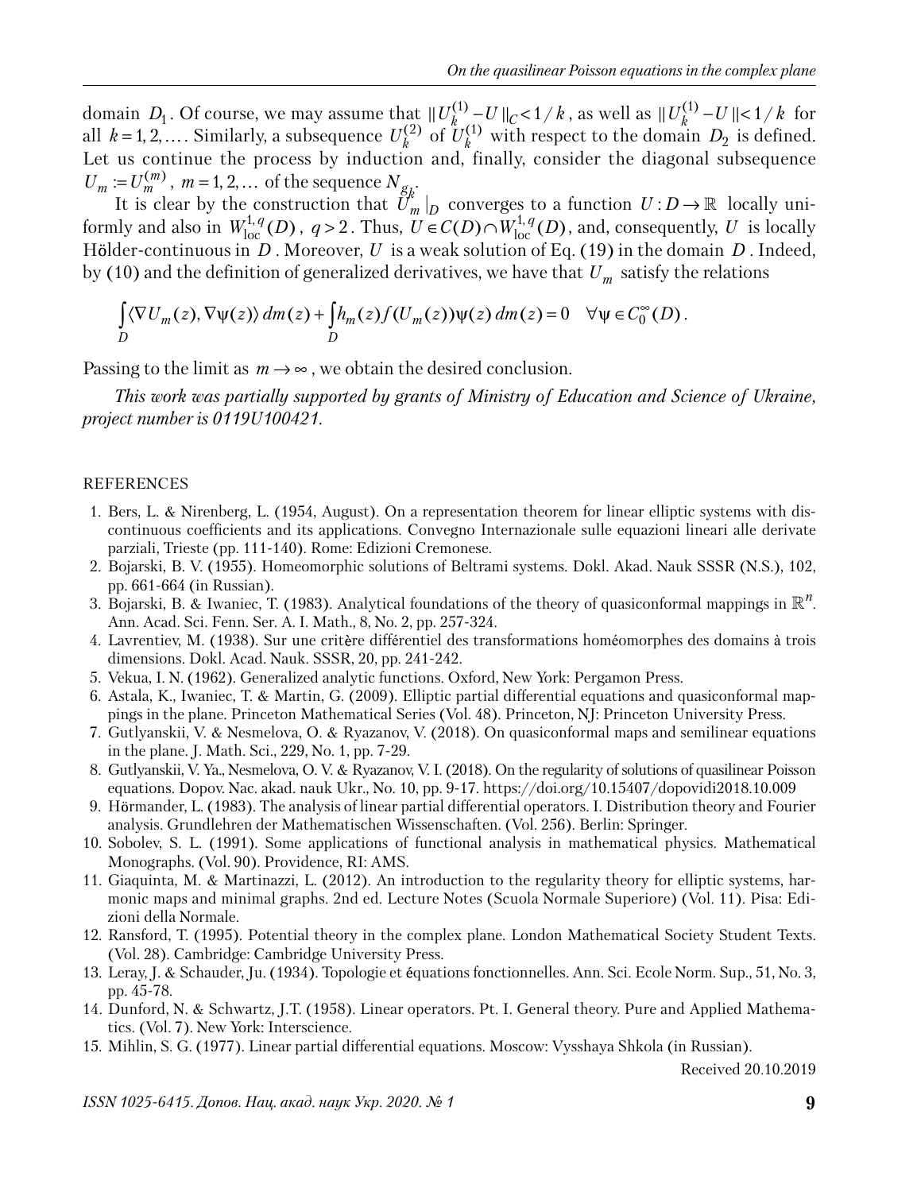domain $D_1$. Of course, we may assume that $\| U_k^{(1)} - U \|_C < 1/k$, as well as $\| U_k^{(1)} - U \| < 1/k$ for all $k = 1, 2, \ldots$. Similarly, a subsequence $U_k^{(2)}$ of $U_k^{(1)}$ with respect to the domain $D_2$ is defined. Let us continue the process by induction and, finally, consider the diagonal subsequence $U_m := U_m^{(m)}$, $m = 1, 2, \ldots$ of the sequence $N_{g_k}$.

It is clear by the construction that $U_m|_D$ converges to a function $U : D \to \mathbb{R}$ locally uniformly and also in $W^{1,q}_{\text{loc}}(D)$, $q > 2$. Thus, $U \in C(D) \cap W^{1,q}_{\text{loc}}(D)$, and, consequently, $U$ is locally Hölder-continuous in $D$. Moreover, $U$ is a weak solution of Eq. (19) in the domain $D$. Indeed, by (10) and the definition of generalized derivatives, we have that $U_m$ satisfy the relations

$$\int_D \langle \nabla U_m(z), \nabla \psi(z) \rangle \, dm(z) + \int_D h_m(z) f(U_m(z)) \psi(z) \, dm(z) = 0 \quad \forall \psi \in C_0^\infty(D).$$

Passing to the limit as $m \to \infty$, we obtain the desired conclusion.

*This work was partially supported by grants of Ministry of Education and Science of Ukraine, project number is 0119U100421.*

REFERENCES

1. Bers, L. & Nirenberg, L. (1954, August). On a representation theorem for linear elliptic systems with discontinuous coefficients and its applications. Convegno Internazionale sulle equazioni lineari alle derivate parziali, Trieste (pp. 111-140). Rome: Edizioni Cremonese.
2. Bojarski, B. V. (1955). Homeomorphic solutions of Beltrami systems. Dokl. Akad. Nauk SSSR (N.S.), 102, pp. 661-664 (in Russian).
3. Bojarski, B. & Iwaniec, T. (1983). Analytical foundations of the theory of quasiconformal mappings in $\mathbb{R}^n$. Ann. Acad. Sci. Fenn. Ser. A. I. Math., 8, No. 2, pp. 257-324.
4. Lavrentiev, M. (1938). Sur une critère différentiel des transformations homéomorphes des domains à trois dimensions. Dokl. Acad. Nauk. SSSR, 20, pp. 241-242.
5. Vekua, I. N. (1962). Generalized analytic functions. Oxford, New York: Pergamon Press.
6. Astala, K., Iwaniec, T. & Martin, G. (2009). Elliptic partial differential equations and quasiconformal mappings in the plane. Princeton Mathematical Series (Vol. 48). Princeton, NJ: Princeton University Press.
7. Gutlyanskii, V. & Nesmelova, O. & Ryazanov, V. (2018). On quasiconformal maps and semilinear equations in the plane. J. Math. Sci., 229, No. 1, pp. 7-29.
8. Gutlyanskii, V. Ya., Nesmelova, O. V. & Ryazanov, V. I. (2018). On the regularity of solutions of quasilinear Poisson equations. Dopov. Nac. akad. nauk Ukr., No. 10, pp. 9-17. https://doi.org/10.15407/dopovidi2018.10.009
9. Hörmander, L. (1983). The analysis of linear partial differential operators. I. Distribution theory and Fourier analysis. Grundlehren der Mathematischen Wissenschaften. (Vol. 256). Berlin: Springer.
10. Sobolev, S. L. (1991). Some applications of functional analysis in mathematical physics. Mathematical Monographs. (Vol. 90). Providence, RI: AMS.
11. Giaquinta, M. & Martinazzi, L. (2012). An introduction to the regularity theory for elliptic systems, harmonic maps and minimal graphs. 2nd ed. Lecture Notes (Scuola Normale Superiore) (Vol. 11). Pisa: Edizioni della Normale.
12. Ransford, T. (1995). Potential theory in the complex plane. London Mathematical Society Student Texts. (Vol. 28). Cambridge: Cambridge University Press.
13. Leray, J. & Schauder, Ju. (1934). Topologie et équations fonctionnelles. Ann. Sci. Ecole Norm. Sup., 51, No. 3, pp. 45-78.
14. Dunford, N. & Schwartz, J.T. (1958). Linear operators. Pt. I. General theory. Pure and Applied Mathematics. (Vol. 7). New York: Interscience.
15. Mihlin, S. G. (1977). Linear partial differential equations. Moscow: Vysshaya Shkola (in Russian).

Received 20.10.2019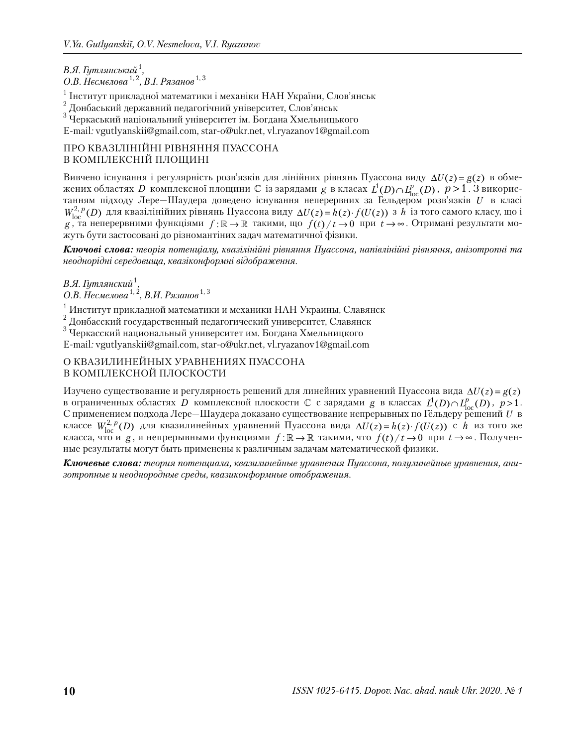*В.Я. Гутлянський*[1],
*О.В. Нєсмєлова*[1, 2], *В.І. Рязанов*[1, 3]

[1] Інститут прикладної математики і механіки НАН України, Слов'янськ
[2] Донбаський державний педагогічний університет, Слов'янськ
[3] Черкаський національний університет ім. Богдана Хмельницького
E-mail: vgutlyanskii@gmail.com, star-o@ukr.net, vl.ryazanov1@gmail.com

## ПРО КВАЗІЛІНІЙНІ РІВНЯННЯ ПУАССОНА В КОМПЛЕКСНІЙ ПЛОЩИНІ

Вивчено існування і регулярність розв'язків для лінійних рівнянь Пуассона виду $\Delta U(z) = g(z)$ в обмежених областях $D$ комплексної площини $\mathbb{C}$ із зарядами $g$ в класах $L^1(D) \cap L^p_{\text{loc}}(D)$, $p > 1$. З використанням підходу Лере—Шаудера доведено існування неперервних за Гельдером розв'язків $U$ в класі $W^{2,p}_{\text{loc}}(D)$ для квазілінійних рівнянь Пуассона виду $\Delta U(z) = h(z) \cdot f(U(z))$ з $h$ із того самого класу, що і $g$, та неперервними функціями $f : \mathbb{R} \to \mathbb{R}$ такими, що $f(t)/t \to 0$ при $t \to \infty$. Отримані результати можуть бути застосовані до різноманітних задач математичної фізики.

***Ключові слова:*** *теорія потенціалу, квазілінійні рівняння Пуассона, напівлінійні рівняння, анізотропні та неоднорідні середовища, квазіконформні відображення.*

*В.Я. Гутлянский*[1],
*О.В. Несмелова*[1, 2], *В.И. Рязанов*[1, 3]

[1] Институт прикладной математики и механики НАН Украины, Славянск
[2] Донбасский государственный педагогический университет, Славянск
[3] Черкасский национальный университет им. Богдана Хмельницкого
E-mail: vgutlyanskii@gmail.com, star-o@ukr.net, vl.ryazanov1@gmail.com

## О КВАЗИЛИНЕЙНЫХ УРАВНЕНИЯХ ПУАССОНА В КОМПЛЕКСНОЙ ПЛОСКОСТИ

Изучено существование и регулярность решений для линейных уравнений Пуассона вида $\Delta U(z) = g(z)$ в ограниченных областях $D$ комплексной плоскости $\mathbb{C}$ с зарядами $g$ в классах $L^1(D) \cap L^p_{\text{loc}}(D)$, $p > 1$. С применением подхода Лере—Шаудера доказано существование непрерывных по Гёльдеру решений $U$ в классе $W^{2,p}_{\text{loc}}(D)$ для квазилинейных уравнений Пуассона вида $\Delta U(z) = h(z) \cdot f(U(z))$ с $h$ из того же класса, что и $g$, и непрерывными функциями $f : \mathbb{R} \to \mathbb{R}$ такими, что $f(t)/t \to 0$ при $t \to \infty$. Полученные результаты могут быть применены к различным задачам математической физики.

***Ключевые слова:*** *теория потенциала, квазилинейные уравнения Пуассона, полулинейные уравнения, анизотропные и неоднородные среды, квазиконформные отображения.*